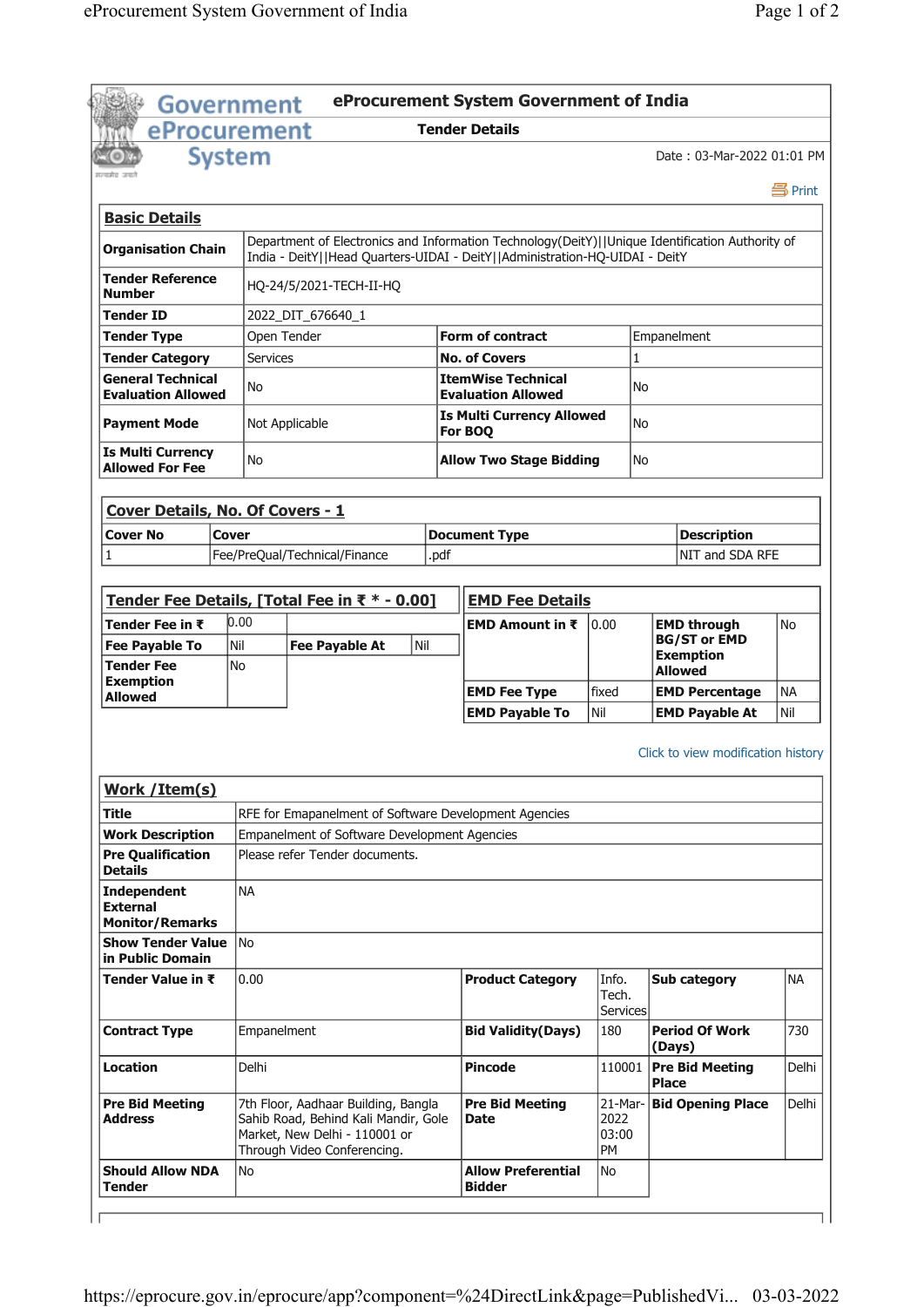# eProcurement System Government of India

## Tender Details

Date : 03-Mar-2022 01:01 PM

Print

### Basic Details

| | | | |
|---|---|---|---|
| **Organisation Chain** | Department of Electronics and Information Technology(DeitY)\|\|Unique Identification Authority of India - DeitY\|\|Head Quarters-UIDAI - DeitY\|\|Administration-HQ-UIDAI - DeitY | | |
| **Tender Reference Number** | HQ-24/5/2021-TECH-II-HQ | | |
| **Tender ID** | 2022_DIT_676640_1 | | |
| **Tender Type** | Open Tender | **Form of contract** | Empanelment |
| **Tender Category** | Services | **No. of Covers** | 1 |
| **General Technical Evaluation Allowed** | No | **ItemWise Technical Evaluation Allowed** | No |
| **Payment Mode** | Not Applicable | **Is Multi Currency Allowed For BOQ** | No |
| **Is Multi Currency Allowed For Fee** | No | **Allow Two Stage Bidding** | No |

### Cover Details, No. Of Covers - 1

| Cover No | Cover | Document Type | Description |
|---|---|---|---|
| 1 | Fee/PreQual/Technical/Finance | .pdf | NIT and SDA RFE |

### Tender Fee Details, [Total Fee in ₹ * - 0.00]

| | | | |
|---|---|---|---|
| **Tender Fee in ₹** | 0.00 | | |
| **Fee Payable To** | Nil | **Fee Payable At** | Nil |
| **Tender Fee Exemption Allowed** | No | | |

### EMD Fee Details

| | | | |
|---|---|---|---|
| **EMD Amount in ₹** | 0.00 | **EMD through BG/ST or EMD Exemption Allowed** | No |
| **EMD Fee Type** | fixed | **EMD Percentage** | NA |
| **EMD Payable To** | Nil | **EMD Payable At** | Nil |

Click to view modification history

### Work /Item(s)

| | | | | | |
|---|---|---|---|---|---|
| **Title** | RFE for Emapanelment of Software Development Agencies | | | | |
| **Work Description** | Empanelment of Software Development Agencies | | | | |
| **Pre Qualification Details** | Please refer Tender documents. | | | | |
| **Independent External Monitor/Remarks** | NA | | | | |
| **Show Tender Value in Public Domain** | No | | | | |
| **Tender Value in ₹** | 0.00 | **Product Category** | Info. Tech. Services | **Sub category** | NA |
| **Contract Type** | Empanelment | **Bid Validity(Days)** | 180 | **Period Of Work (Days)** | 730 |
| **Location** | Delhi | **Pincode** | 110001 | **Pre Bid Meeting Place** | Delhi |
| **Pre Bid Meeting Address** | 7th Floor, Aadhaar Building, Bangla Sahib Road, Behind Kali Mandir, Gole Market, New Delhi - 110001 or Through Video Conferencing. | **Pre Bid Meeting Date** | 21-Mar-2022 03:00 PM | **Bid Opening Place** | Delhi |
| **Should Allow NDA Tender** | No | **Allow Preferential Bidder** | No | | |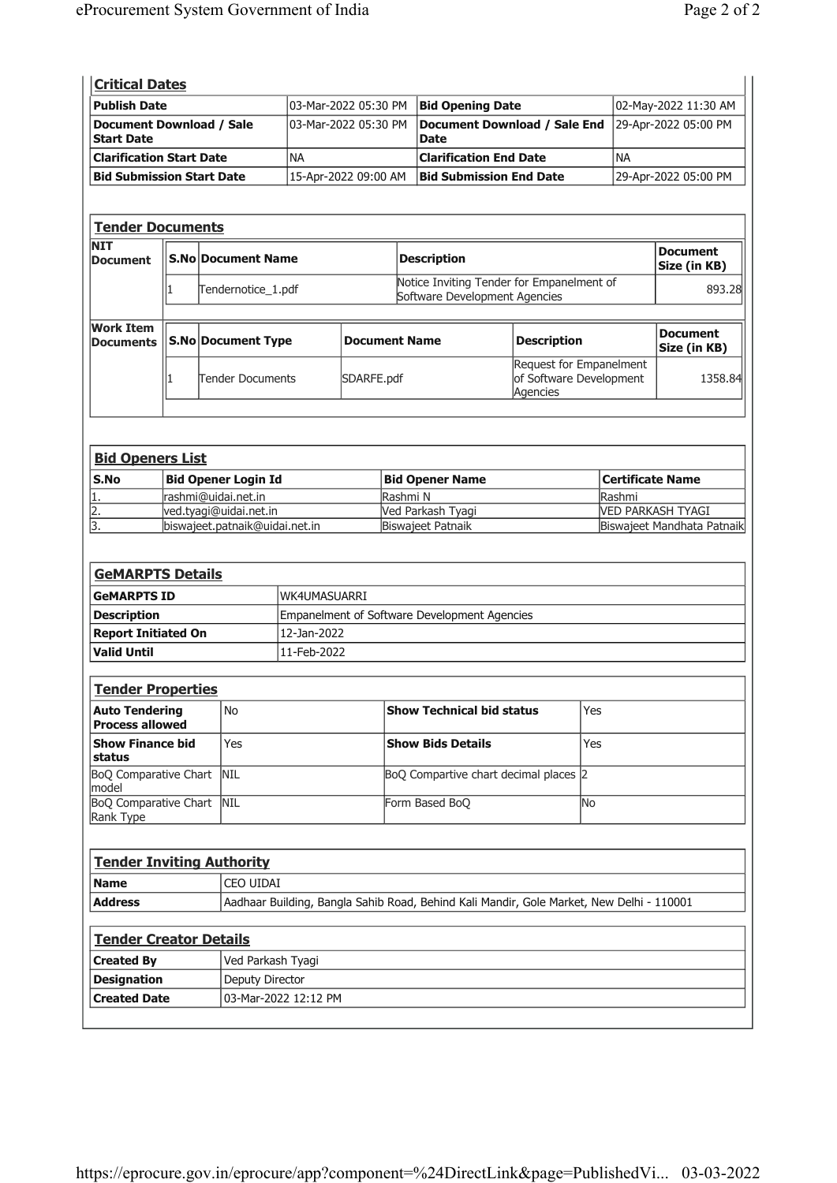## Critical Dates

| | | | |
|---|---|---|---|
| **Publish Date** | 03-Mar-2022 05:30 PM | **Bid Opening Date** | 02-May-2022 11:30 AM |
| **Document Download / Sale Start Date** | 03-Mar-2022 05:30 PM | **Document Download / Sale End Date** | 29-Apr-2022 05:00 PM |
| **Clarification Start Date** | NA | **Clarification End Date** | NA |
| **Bid Submission Start Date** | 15-Apr-2022 09:00 AM | **Bid Submission End Date** | 29-Apr-2022 05:00 PM |

## Tender Documents

**NIT Document**

| S.No | Document Name | Description | Document Size (in KB) |
|---|---|---|---|
| 1 | Tendernotice_1.pdf | Notice Inviting Tender for Empanelment of Software Development Agencies | 893.28 |

**Work Item Documents**

| S.No | Document Type | Document Name | Description | Document Size (in KB) |
|---|---|---|---|---|
| 1 | Tender Documents | SDARFE.pdf | Request for Empanelment of Software Development Agencies | 1358.84 |

## Bid Openers List

| S.No | Bid Opener Login Id | Bid Opener Name | Certificate Name |
|---|---|---|---|
| 1. | rashmi@uidai.net.in | Rashmi N | Rashmi |
| 2. | ved.tyagi@uidai.net.in | Ved Parkash Tyagi | VED PARKASH TYAGI |
| 3. | biswajeet.patnaik@uidai.net.in | Biswajeet Patnaik | Biswajeet Mandhata Patnaik |

## GeMARPTS Details

| | |
|---|---|
| **GeMARPTS ID** | WK4UMASUARRI |
| **Description** | Empanelment of Software Development Agencies |
| **Report Initiated On** | 12-Jan-2022 |
| **Valid Until** | 11-Feb-2022 |

## Tender Properties

| | | | |
|---|---|---|---|
| **Auto Tendering Process allowed** | No | **Show Technical bid status** | Yes |
| **Show Finance bid status** | Yes | **Show Bids Details** | Yes |
| BoQ Comparative Chart model | NIL | BoQ Compartive chart decimal places | 2 |
| BoQ Comparative Chart Rank Type | NIL | Form Based BoQ | No |

## Tender Inviting Authority

| | |
|---|---|
| **Name** | CEO UIDAI |
| **Address** | Aadhaar Building, Bangla Sahib Road, Behind Kali Mandir, Gole Market, New Delhi - 110001 |

## Tender Creator Details

| | |
|---|---|
| **Created By** | Ved Parkash Tyagi |
| **Designation** | Deputy Director |
| **Created Date** | 03-Mar-2022 12:12 PM |